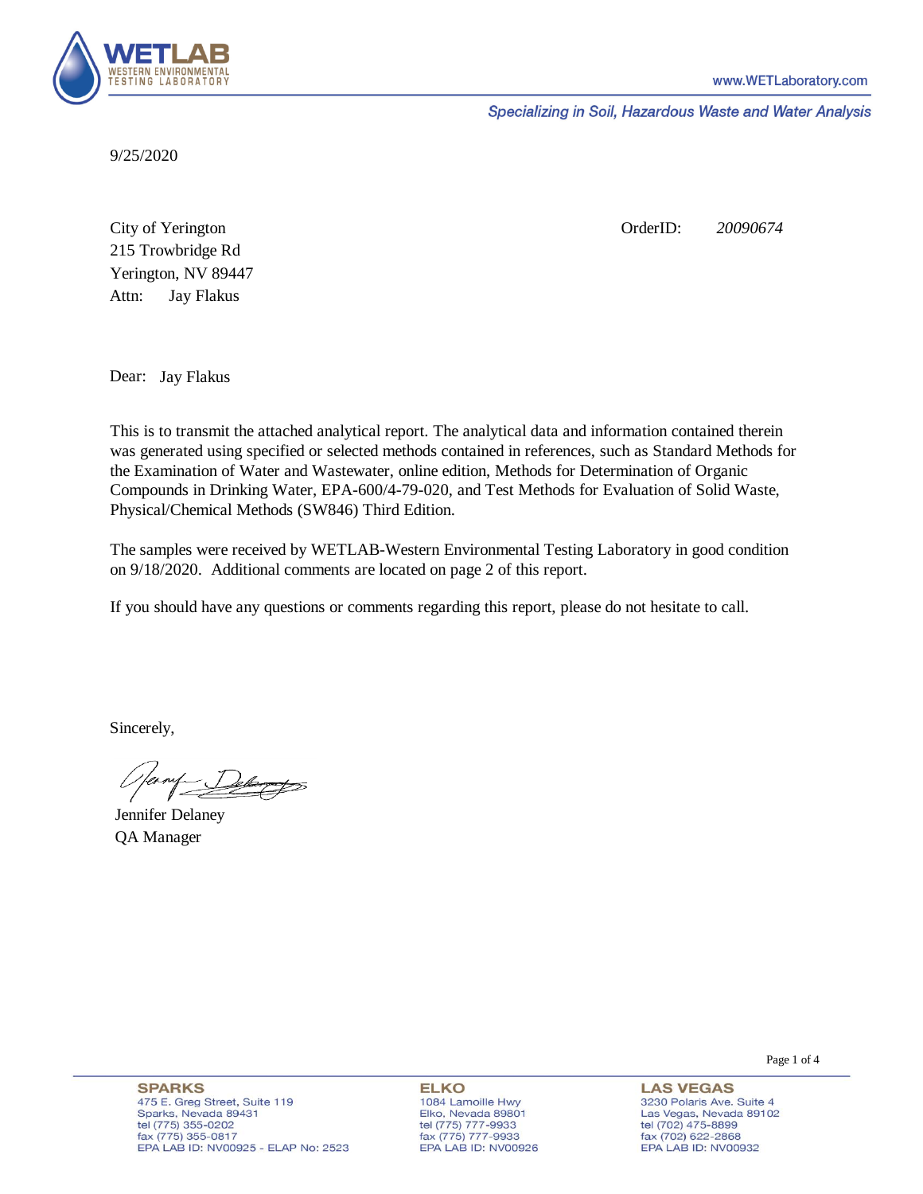WETLAB
WESTERN ENVIRONMENTAL TESTING LABORATORY

www.WETLaboratory.com

*Specializing in Soil, Hazardous Waste and Water Analysis*

9/25/2020

City of Yerington
215 Trowbridge Rd
Yerington, NV 89447
Attn: Jay Flakus

OrderID: *20090674*

Dear: Jay Flakus

This is to transmit the attached analytical report. The analytical data and information contained therein was generated using specified or selected methods contained in references, such as Standard Methods for the Examination of Water and Wastewater, online edition, Methods for Determination of Organic Compounds in Drinking Water, EPA-600/4-79-020, and Test Methods for Evaluation of Solid Waste, Physical/Chemical Methods (SW846) Third Edition.

The samples were received by WETLAB-Western Environmental Testing Laboratory in good condition on 9/18/2020. Additional comments are located on page 2 of this report.

If you should have any questions or comments regarding this report, please do not hesitate to call.

Sincerely,

Jennifer Delaney
QA Manager

**SPARKS**
475 E. Greg Street, Suite 119
Sparks, Nevada 89431
tel (775) 355-0202
fax (775) 355-0817
EPA LAB ID: NV00925 - ELAP No: 2523

**ELKO**
1084 Lamoille Hwy
Elko, Nevada 89801
tel (775) 777-9933
fax (775) 777-9933
EPA LAB ID: NV00926

**LAS VEGAS**
3230 Polaris Ave. Suite 4
Las Vegas, Nevada 89102
tel (702) 475-8899
fax (702) 622-2868
EPA LAB ID: NV00932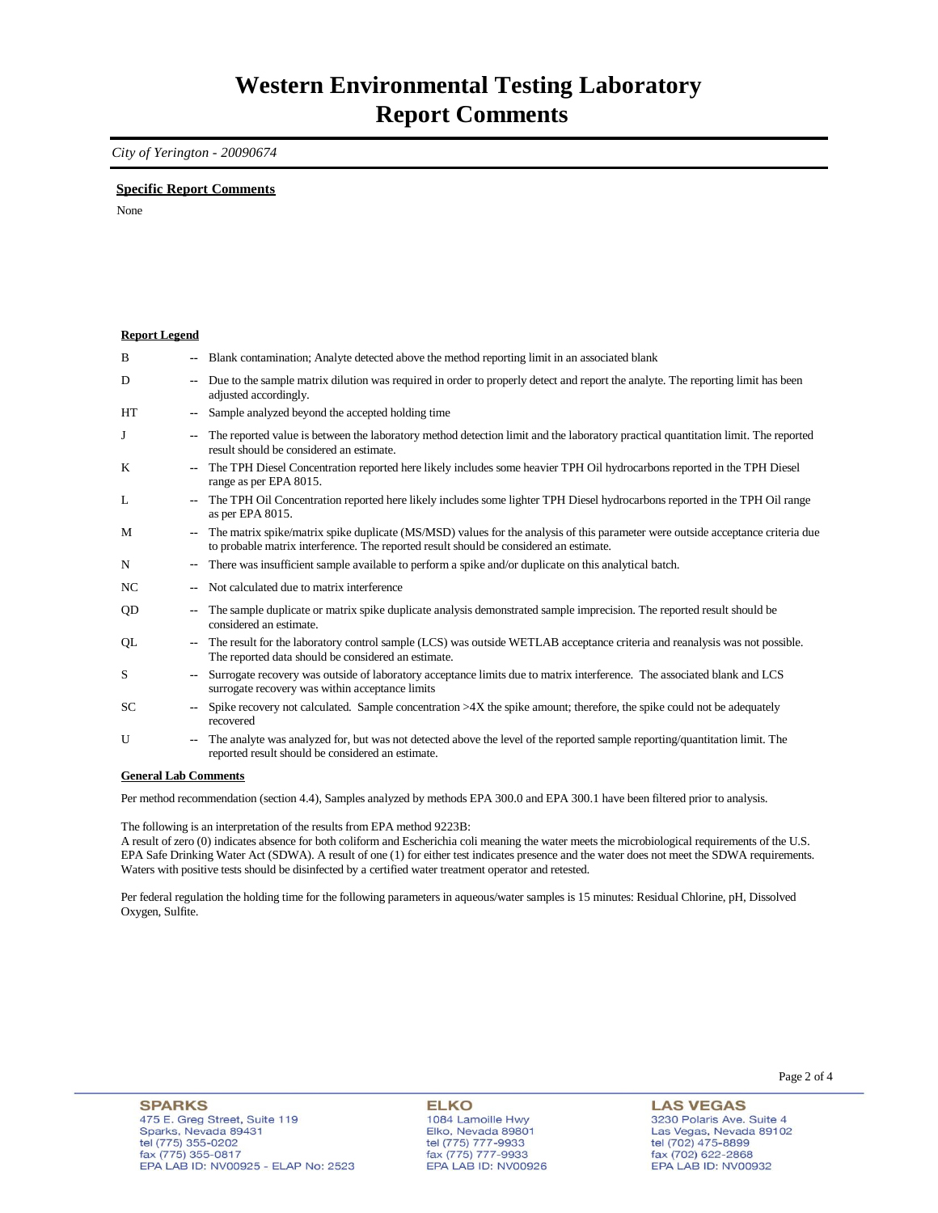# Western Environmental Testing Laboratory
# Report Comments

*City of Yerington - 20090674*

**Specific Report Comments**

None

**Report Legend**

| | | |
|---|---|---|
| B | -- | Blank contamination; Analyte detected above the method reporting limit in an associated blank |
| D | -- | Due to the sample matrix dilution was required in order to properly detect and report the analyte. The reporting limit has been adjusted accordingly. |
| HT | -- | Sample analyzed beyond the accepted holding time |
| J | -- | The reported value is between the laboratory method detection limit and the laboratory practical quantitation limit. The reported result should be considered an estimate. |
| K | -- | The TPH Diesel Concentration reported here likely includes some heavier TPH Oil hydrocarbons reported in the TPH Diesel range as per EPA 8015. |
| L | -- | The TPH Oil Concentration reported here likely includes some lighter TPH Diesel hydrocarbons reported in the TPH Oil range as per EPA 8015. |
| M | -- | The matrix spike/matrix spike duplicate (MS/MSD) values for the analysis of this parameter were outside acceptance criteria due to probable matrix interference. The reported result should be considered an estimate. |
| N | -- | There was insufficient sample available to perform a spike and/or duplicate on this analytical batch. |
| NC | -- | Not calculated due to matrix interference |
| QD | -- | The sample duplicate or matrix spike duplicate analysis demonstrated sample imprecision. The reported result should be considered an estimate. |
| QL | -- | The result for the laboratory control sample (LCS) was outside WETLAB acceptance criteria and reanalysis was not possible. The reported data should be considered an estimate. |
| S | -- | Surrogate recovery was outside of laboratory acceptance limits due to matrix interference. The associated blank and LCS surrogate recovery was within acceptance limits |
| SC | -- | Spike recovery not calculated. Sample concentration >4X the spike amount; therefore, the spike could not be adequately recovered |
| U | -- | The analyte was analyzed for, but was not detected above the level of the reported sample reporting/quantitation limit. The reported result should be considered an estimate. |

**General Lab Comments**

Per method recommendation (section 4.4), Samples analyzed by methods EPA 300.0 and EPA 300.1 have been filtered prior to analysis.

The following is an interpretation of the results from EPA method 9223B:
A result of zero (0) indicates absence for both coliform and Escherichia coli meaning the water meets the microbiological requirements of the U.S. EPA Safe Drinking Water Act (SDWA). A result of one (1) for either test indicates presence and the water does not meet the SDWA requirements. Waters with positive tests should be disinfected by a certified water treatment operator and retested.

Per federal regulation the holding time for the following parameters in aqueous/water samples is 15 minutes: Residual Chlorine, pH, Dissolved Oxygen, Sulfite.

**SPARKS**
475 E. Greg Street, Suite 119
Sparks, Nevada 89431
tel (775) 355-0202
fax (775) 355-0817
EPA LAB ID: NV00925 - ELAP No: 2523

**ELKO**
1084 Lamoille Hwy
Elko, Nevada 89801
tel (775) 777-9933
fax (775) 777-9933
EPA LAB ID: NV00926

**LAS VEGAS**
3230 Polaris Ave. Suite 4
Las Vegas, Nevada 89102
tel (702) 475-8899
fax (702) 622-2868
EPA LAB ID: NV00932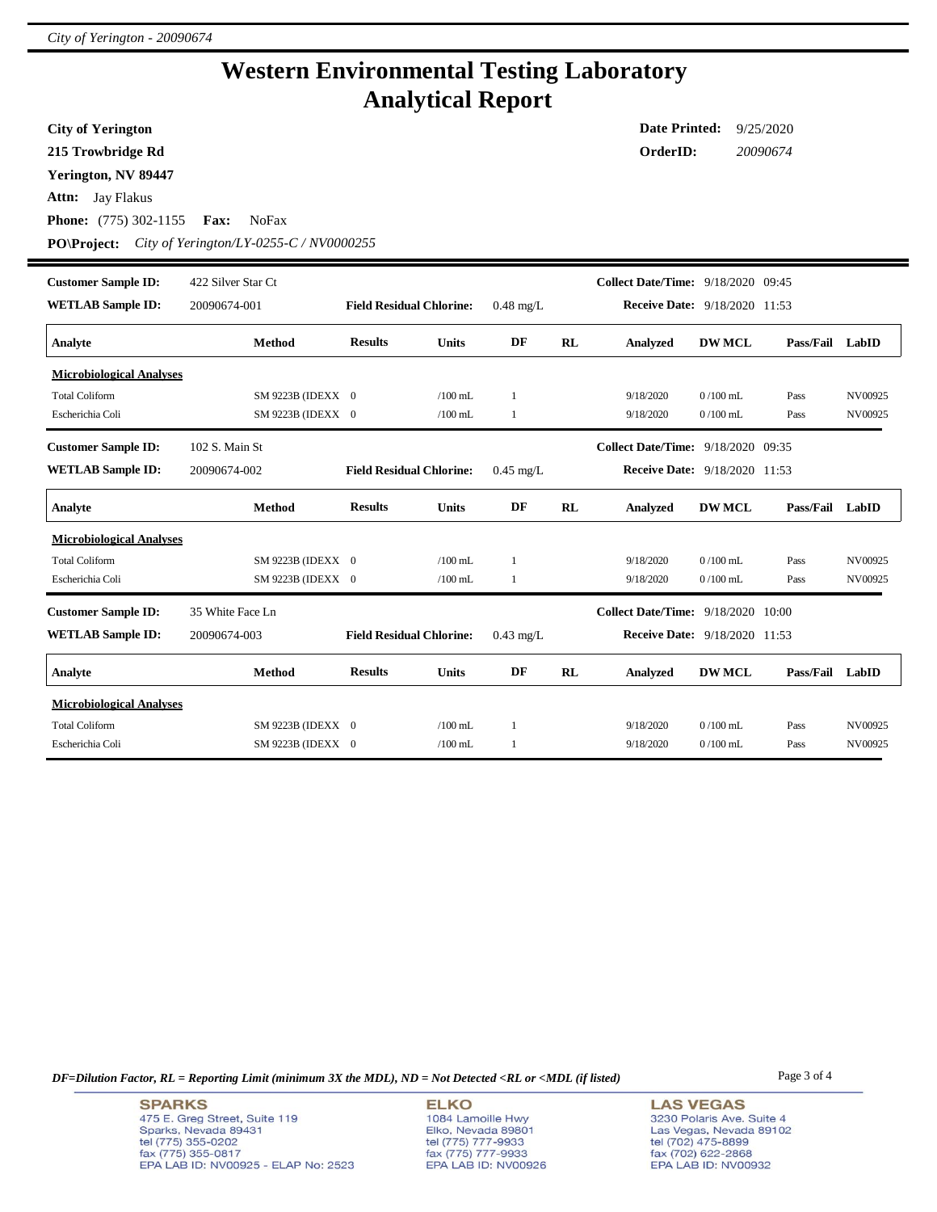# Western Environmental Testing Laboratory
# Analytical Report

**City of Yerington**
**215 Trowbridge Rd**
**Yerington, NV 89447**
**Attn:** Jay Flakus
**Phone:** (775) 302-1155 **Fax:** NoFax
**PO\Project:** *City of Yerington/LY-0255-C / NV0000255*

**Date Printed:** 9/25/2020
**OrderID:** *20090674*

---

**Customer Sample ID:** 422 Silver Star Ct
**WETLAB Sample ID:** 20090674-001
**Field Residual Chlorine:** 0.48 mg/L
**Collect Date/Time:** 9/18/2020 09:45
**Receive Date:** 9/18/2020 11:53

| Analyte | Method | Results | Units | DF | RL | Analyzed | DW MCL | Pass/Fail | LabID |
|---|---|---|---|---|---|---|---|---|---|
| **Microbiological Analyses** | | | | | | | | | |
| Total Coliform | SM 9223B (IDEXX | 0 | /100 mL | 1 | | 9/18/2020 | 0 /100 mL | Pass | NV00925 |
| Escherichia Coli | SM 9223B (IDEXX | 0 | /100 mL | 1 | | 9/18/2020 | 0 /100 mL | Pass | NV00925 |

**Customer Sample ID:** 102 S. Main St
**WETLAB Sample ID:** 20090674-002
**Field Residual Chlorine:** 0.45 mg/L
**Collect Date/Time:** 9/18/2020 09:35
**Receive Date:** 9/18/2020 11:53

| Analyte | Method | Results | Units | DF | RL | Analyzed | DW MCL | Pass/Fail | LabID |
|---|---|---|---|---|---|---|---|---|---|
| **Microbiological Analyses** | | | | | | | | | |
| Total Coliform | SM 9223B (IDEXX | 0 | /100 mL | 1 | | 9/18/2020 | 0 /100 mL | Pass | NV00925 |
| Escherichia Coli | SM 9223B (IDEXX | 0 | /100 mL | 1 | | 9/18/2020 | 0 /100 mL | Pass | NV00925 |

**Customer Sample ID:** 35 White Face Ln
**WETLAB Sample ID:** 20090674-003
**Field Residual Chlorine:** 0.43 mg/L
**Collect Date/Time:** 9/18/2020 10:00
**Receive Date:** 9/18/2020 11:53

| Analyte | Method | Results | Units | DF | RL | Analyzed | DW MCL | Pass/Fail | LabID |
|---|---|---|---|---|---|---|---|---|---|
| **Microbiological Analyses** | | | | | | | | | |
| Total Coliform | SM 9223B (IDEXX | 0 | /100 mL | 1 | | 9/18/2020 | 0 /100 mL | Pass | NV00925 |
| Escherichia Coli | SM 9223B (IDEXX | 0 | /100 mL | 1 | | 9/18/2020 | 0 /100 mL | Pass | NV00925 |

*DF=Dilution Factor, RL = Reporting Limit (minimum 3X the MDL), ND = Not Detected <RL or <MDL (if listed)*

**SPARKS**
475 E. Greg Street, Suite 119
Sparks, Nevada 89431
tel (775) 355-0202
fax (775) 355-0817
EPA LAB ID: NV00925 - ELAP No: 2523

**ELKO**
1084 Lamoille Hwy
Elko, Nevada 89801
tel (775) 777-9933
fax (775) 777-9933
EPA LAB ID: NV00926

**LAS VEGAS**
3230 Polaris Ave. Suite 4
Las Vegas, Nevada 89102
tel (702) 475-8899
fax (702) 622-2868
EPA LAB ID: NV00932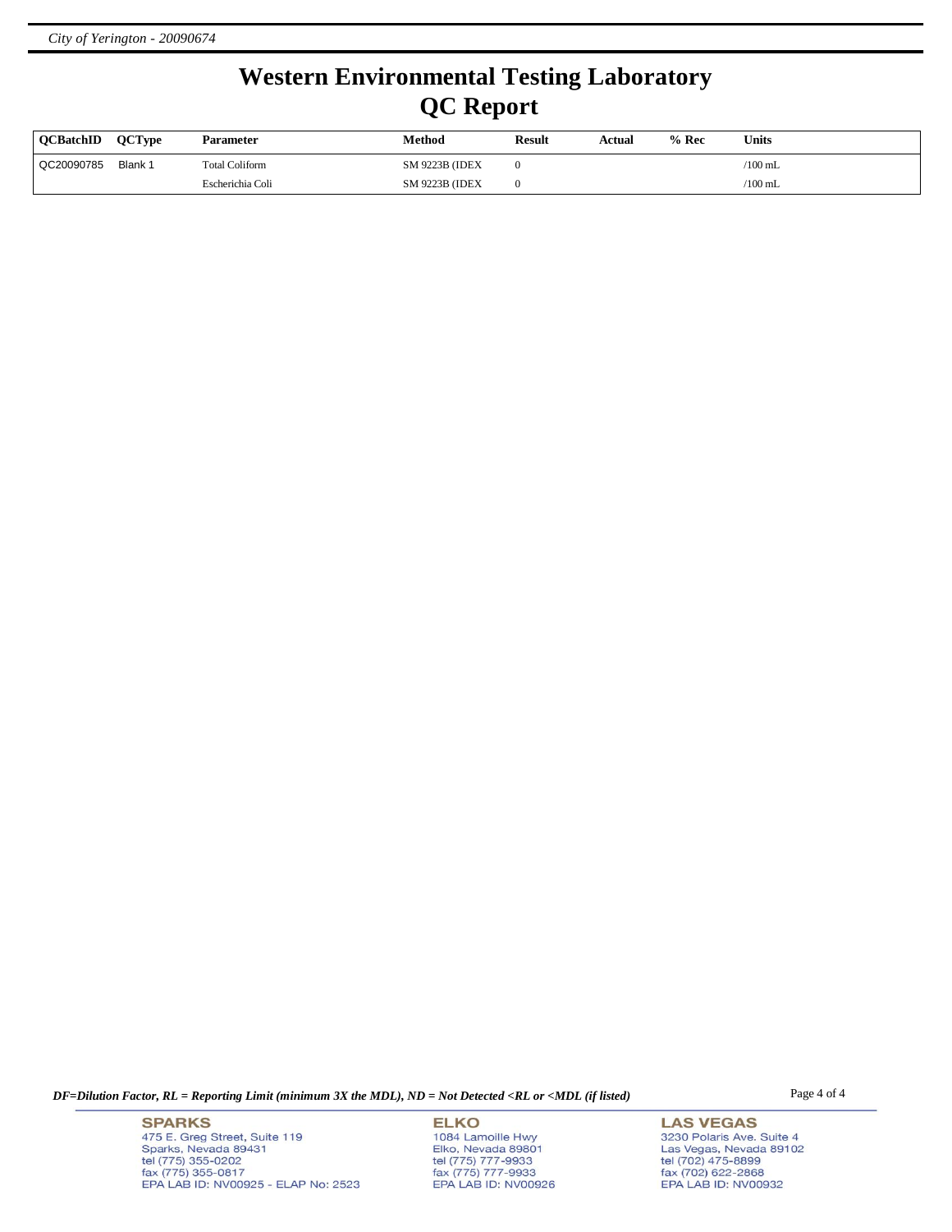# Western Environmental Testing Laboratory
## QC Report

| QCBatchID | QCType | Parameter | Method | Result | Actual | % Rec | Units |
|---|---|---|---|---|---|---|---|
| QC20090785 | Blank 1 | Total Coliform | SM 9223B (IDEX | 0 | | | /100 mL |
| | | Escherichia Coli | SM 9223B (IDEX | 0 | | | /100 mL |

*DF=Dilution Factor, RL = Reporting Limit (minimum 3X the MDL), ND = Not Detected <RL or <MDL (if listed)*

**SPARKS**
475 E. Greg Street, Suite 119
Sparks, Nevada 89431
tel (775) 355-0202
fax (775) 355-0817
EPA LAB ID: NV00925 - ELAP No: 2523

**ELKO**
1084 Lamoille Hwy
Elko, Nevada 89801
tel (775) 777-9933
fax (775) 777-9933
EPA LAB ID: NV00926

**LAS VEGAS**
3230 Polaris Ave. Suite 4
Las Vegas, Nevada 89102
tel (702) 475-8899
fax (702) 622-2868
EPA LAB ID: NV00932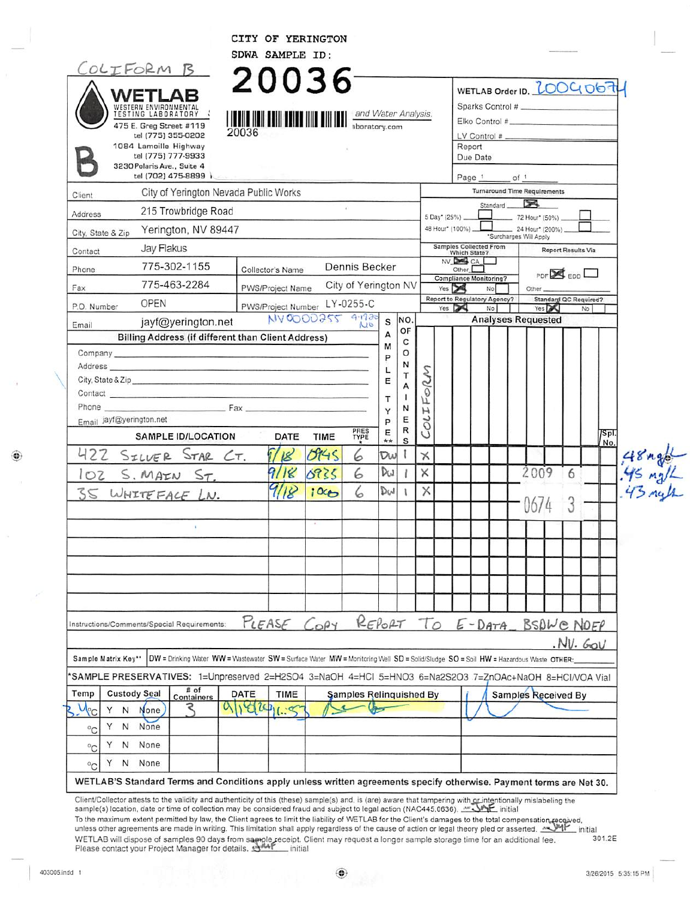COLIFORM B

CITY OF YERINGTON

SDWA SAMPLE ID:

# 20036

**WETLAB**
WESTERN ENVIRONMENTAL TESTING LABORATORY
475 E. Greg Street #119
tel (775) 355-0202
1084 Lamoille Highway
tel (775) 777-9933
3230 Polaris Ave., Suite 4
tel (702) 475-8899

20036

and Water Analysis.
aboratory.com

WETLAB Order ID. 20040674
Sparks Control # ______
Elko Control # ______
LV Control # ______
Report Due Date ______
Page 1 of 1

| | |
|---|---|
| Client | City of Yerington Nevada Public Works |
| Address | 215 Trowbridge Road |
| City, State & Zip | Yerington, NV 89447 |
| Contact | Jay Flakus |
| Phone | 775-302-1155 |
| Fax | 775-463-2284 |
| P.O. Number | OPEN |
| Email | jayf@yerington.net |
| Collector's Name | Dennis Becker |
| PWS/Project Name | City of Yerington NV |
| PWS/Project Number | LY-0255-C |
| | NV0000255 9-1730 NO |

**Turnaround Time Requirements**
Standard [X]
5 Day* (25%) [ ] 72 Hour* (50%) [ ]
48 Hour* (100%) [ ] 24 Hour* (200%) [ ]
*Surcharges Will Apply

Samples Collected From Which State? NV [X] CA [ ] Other [ ]
Report Results Via: PDF [X] EDD [ ] Other ______
Compliance Monitoring? Yes [X] No [ ]
Report to Regulatory Agency? Yes [X] No [ ]
Standard QC Required? Yes [X] No [ ]

**Billing Address (if different than Client Address)**
Company ______
Address ______
City, State & Zip ______
Contact ______
Phone ______ Fax ______
Email jayf@yerington.net

| SAMPLE ID/LOCATION | DATE | TIME | PRES TYPE * | SAMPLE TYPE ** | NO. OF CONTAINERS | COLIFORM | | Spl. No. |
|---|---|---|---|---|---|---|---|---|
| 422 SILVER STAR CT. | 9/18 | 0945 | 6 | DW | 1 | X | | 48 mg/L |
| 102 S. MAIN ST. | 9/18 | 0935 | 6 | DW | 1 | X | 2009 6 | .45 mg/L |
| 35 WHITEFACE LN. | 9/18 | 1000 | 6 | DW | 1 | X | 0674 3 | .43 mg/L |

Instructions/Comments/Special Requirements: PLEASE COPY REPORT TO E-DATA BSDW@NDEP.NV.GOV

Sample Matrix Key** DW = Drinking Water WW = Wastewater SW = Surface Water MW = Monitoring Well SD = Solid/Sludge SO = Soil HW = Hazardous Waste OTHER:

*SAMPLE PRESERVATIVES: 1=Unpreserved 2=H2SO4 3=NaOH 4=HCl 5=HNO3 6=Na2S2O3 7=ZnOAc+NaOH 8=HCl/VOA Vial

| Temp | Custody Seal | # of Containers | DATE | TIME | Samples Relinquished By | Samples Received By |
|---|---|---|---|---|---|---|
| 3.4 °C | Y N None | 3 | 9/18/20 | 11:53 | [signature] | [signature] |
| °C | Y N None | | | | | |
| °C | Y N None | | | | | |
| °C | Y N None | | | | | |

**WETLAB'S Standard Terms and Conditions apply unless written agreements specify otherwise. Payment terms are Net 30.**

Client/Collector attests to the validity and authenticity of this (these) sample(s) and is (are) aware that tampering with or intentionally mislabeling the sample(s) location, date or time of collection may be considered fraud and subject to legal action (NAC445.0636). ___ initial

To the maximum extent permitted by law, the Client agrees to limit the liability of WETLAB for the Client's damages to the total compensation received, unless other agreements are made in writing. This limitation shall apply regardless of the cause of action or legal theory pled or asserted. ___ initial

WETLAB will dispose of samples 90 days from sample receipt. Client may request a longer sample storage time for an additional fee. Please contact your Project Manager for details. ___ initial

301.2E